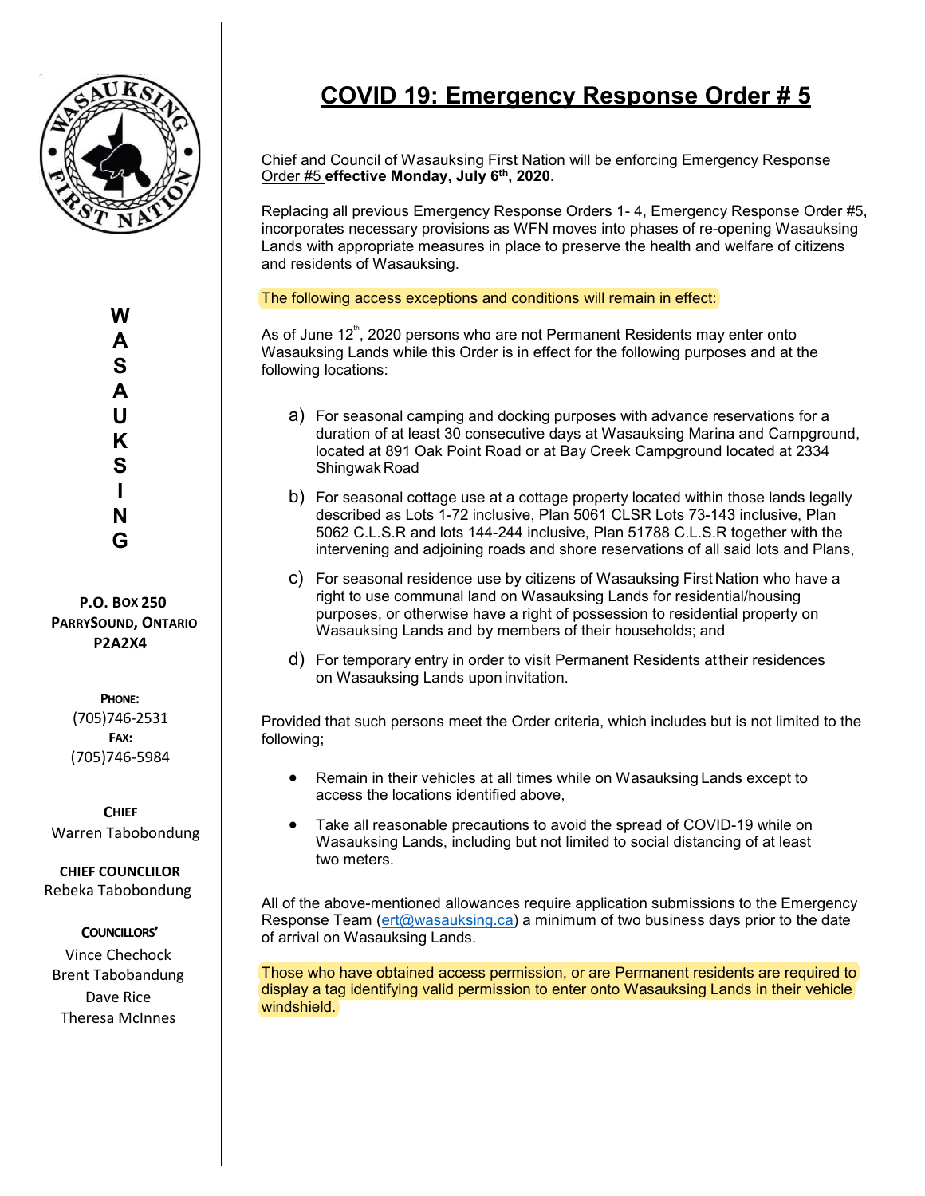WASAUKSING FIRST NATION

W
A
S
A
U
K
S
I
N
G

**P.O. BOX 250**
**PARRYSOUND, ONTARIO**
**P2A2X4**

**PHONE:**
(705)746-2531
**FAX:**
(705)746-5984

**CHIEF**
Warren Tabobondung

**CHIEF COUNCLILOR**
Rebeka Tabobondung

**COUNCILLORS'**
Vince Chechock
Brent Tabobandung
Dave Rice
Theresa McInnes

# COVID 19: Emergency Response Order # 5

Chief and Council of Wasauksing First Nation will be enforcing Emergency Response Order #5 **effective Monday, July 6th, 2020**.

Replacing all previous Emergency Response Orders 1- 4, Emergency Response Order #5, incorporates necessary provisions as WFN moves into phases of re-opening Wasauksing Lands with appropriate measures in place to preserve the health and welfare of citizens and residents of Wasauksing.

The following access exceptions and conditions will remain in effect:

As of June 12th, 2020 persons who are not Permanent Residents may enter onto Wasauksing Lands while this Order is in effect for the following purposes and at the following locations:

a) For seasonal camping and docking purposes with advance reservations for a duration of at least 30 consecutive days at Wasauksing Marina and Campground, located at 891 Oak Point Road or at Bay Creek Campground located at 2334 Shingwak Road

b) For seasonal cottage use at a cottage property located within those lands legally described as Lots 1-72 inclusive, Plan 5061 CLSR Lots 73-143 inclusive, Plan 5062 C.L.S.R and lots 144-244 inclusive, Plan 51788 C.L.S.R together with the intervening and adjoining roads and shore reservations of all said lots and Plans,

c) For seasonal residence use by citizens of Wasauksing First Nation who have a right to use communal land on Wasauksing Lands for residential/housing purposes, or otherwise have a right of possession to residential property on Wasauksing Lands and by members of their households; and

d) For temporary entry in order to visit Permanent Residents at their residences on Wasauksing Lands upon invitation.

Provided that such persons meet the Order criteria, which includes but is not limited to the following;

- Remain in their vehicles at all times while on Wasauksing Lands except to access the locations identified above,
- Take all reasonable precautions to avoid the spread of COVID-19 while on Wasauksing Lands, including but not limited to social distancing of at least two meters.

All of the above-mentioned allowances require application submissions to the Emergency Response Team (ert@wasauksing.ca) a minimum of two business days prior to the date of arrival on Wasauksing Lands.

Those who have obtained access permission, or are Permanent residents are required to display a tag identifying valid permission to enter onto Wasauksing Lands in their vehicle windshield.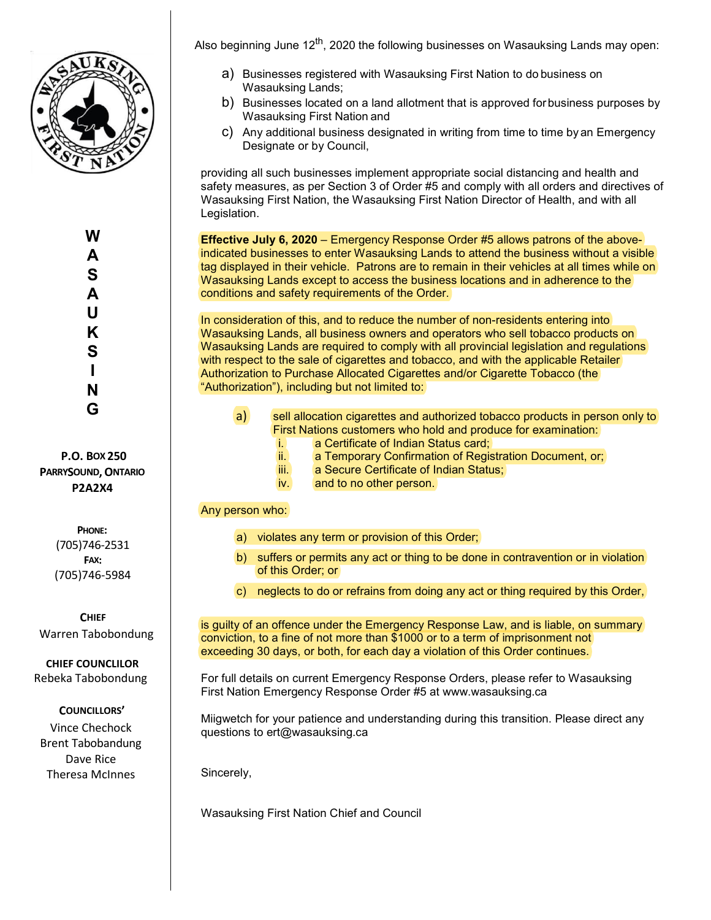W
A
S
A
U
K
S
I
N
G

**P.O. BOX 250**
**PARRYSOUND, ONTARIO**
**P2A2X4**

**PHONE:**
(705)746-2531
**FAX:**
(705)746-5984

**CHIEF**
Warren Tabobondung

**CHIEF COUNCLILOR**
Rebeka Tabobondung

**COUNCILLORS'**
Vince Chechock
Brent Tabobandung
Dave Rice
Theresa McInnes

Also beginning June 12th, 2020 the following businesses on Wasauksing Lands may open:

a) Businesses registered with Wasauksing First Nation to do business on Wasauksing Lands;
b) Businesses located on a land allotment that is approved for business purposes by Wasauksing First Nation and
c) Any additional business designated in writing from time to time by an Emergency Designate or by Council,

providing all such businesses implement appropriate social distancing and health and safety measures, as per Section 3 of Order #5 and comply with all orders and directives of Wasauksing First Nation, the Wasauksing First Nation Director of Health, and with all Legislation.

**Effective July 6, 2020** – Emergency Response Order #5 allows patrons of the above-indicated businesses to enter Wasauksing Lands to attend the business without a visible tag displayed in their vehicle. Patrons are to remain in their vehicles at all times while on Wasauksing Lands except to access the business locations and in adherence to the conditions and safety requirements of the Order.

In consideration of this, and to reduce the number of non-residents entering into Wasauksing Lands, all business owners and operators who sell tobacco products on Wasauksing Lands are required to comply with all provincial legislation and regulations with respect to the sale of cigarettes and tobacco, and with the applicable Retailer Authorization to Purchase Allocated Cigarettes and/or Cigarette Tobacco (the "Authorization"), including but not limited to:

a) sell allocation cigarettes and authorized tobacco products in person only to First Nations customers who hold and produce for examination:
   i. a Certificate of Indian Status card;
   ii. a Temporary Confirmation of Registration Document, or;
   iii. a Secure Certificate of Indian Status;
   iv. and to no other person.

Any person who:

a) violates any term or provision of this Order;
b) suffers or permits any act or thing to be done in contravention or in violation of this Order; or
c) neglects to do or refrains from doing any act or thing required by this Order,

is guilty of an offence under the Emergency Response Law, and is liable, on summary conviction, to a fine of not more than $1000 or to a term of imprisonment not exceeding 30 days, or both, for each day a violation of this Order continues.

For full details on current Emergency Response Orders, please refer to Wasauksing First Nation Emergency Response Order #5 at www.wasauksing.ca

Miigwetch for your patience and understanding during this transition. Please direct any questions to ert@wasauksing.ca

Sincerely,

Wasauksing First Nation Chief and Council